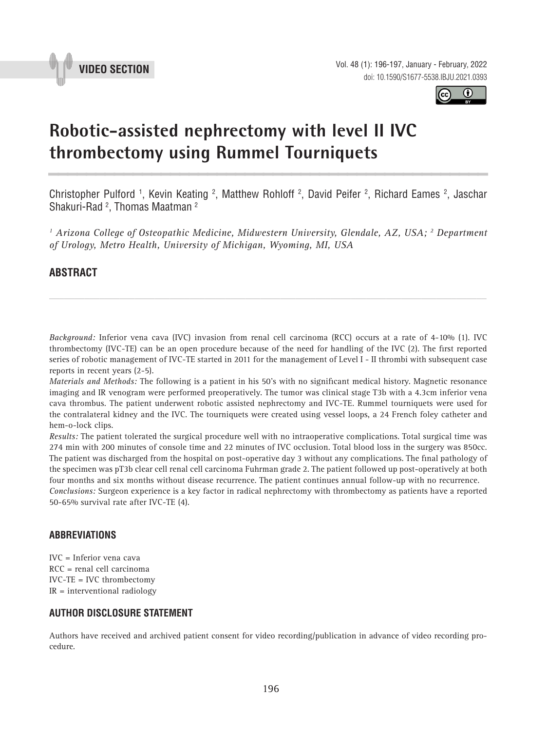VIDEO SECTION

# Robotic-assisted nephrectomy with level II IVC thrombectomy using Rummel Tourniquets

Christopher Pulford [1], Kevin Keating [2], Matthew Rohloff [2], David Peifer [2], Richard Eames [2], Jaschar Shakuri-Rad [2], Thomas Maatman [2]

*[1] Arizona College of Osteopathic Medicine, Midwestern University, Glendale, AZ, USA; [2] Department of Urology, Metro Health, University of Michigan, Wyoming, MI, USA*

## ABSTRACT

*Background:* Inferior vena cava (IVC) invasion from renal cell carcinoma (RCC) occurs at a rate of 4-10% (1). IVC thrombectomy (IVC-TE) can be an open procedure because of the need for handling of the IVC (2). The first reported series of robotic management of IVC-TE started in 2011 for the management of Level I - II thrombi with subsequent case reports in recent years (2-5).

*Materials and Methods:* The following is a patient in his 50's with no significant medical history. Magnetic resonance imaging and IR venogram were performed preoperatively. The tumor was clinical stage T3b with a 4.3cm inferior vena cava thrombus. The patient underwent robotic assisted nephrectomy and IVC-TE. Rummel tourniquets were used for the contralateral kidney and the IVC. The tourniquets were created using vessel loops, a 24 French foley catheter and hem-o-lock clips.

*Results:* The patient tolerated the surgical procedure well with no intraoperative complications. Total surgical time was 274 min with 200 minutes of console time and 22 minutes of IVC occlusion. Total blood loss in the surgery was 850cc. The patient was discharged from the hospital on post-operative day 3 without any complications. The final pathology of the specimen was pT3b clear cell renal cell carcinoma Fuhrman grade 2. The patient followed up post-operatively at both four months and six months without disease recurrence. The patient continues annual follow-up with no recurrence.

*Conclusions:* Surgeon experience is a key factor in radical nephrectomy with thrombectomy as patients have a reported 50-65% survival rate after IVC-TE (4).

## ABBREVIATIONS

IVC = Inferior vena cava
RCC = renal cell carcinoma
IVC-TE = IVC thrombectomy
IR = interventional radiology

## AUTHOR DISCLOSURE STATEMENT

Authors have received and archived patient consent for video recording/publication in advance of video recording procedure.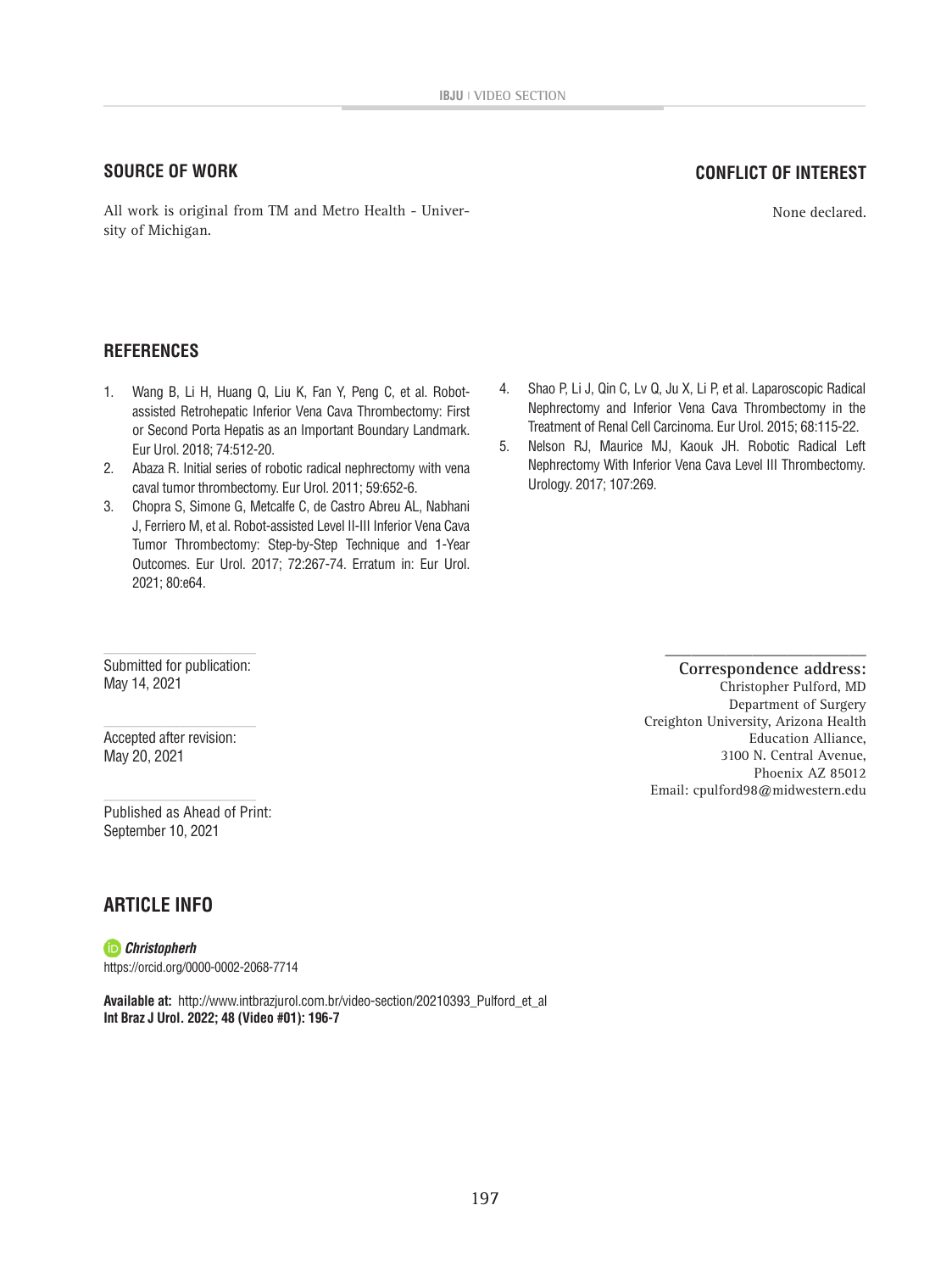## SOURCE OF WORK

All work is original from TM and Metro Health - University of Michigan.

## CONFLICT OF INTEREST

None declared.

## REFERENCES

1. Wang B, Li H, Huang Q, Liu K, Fan Y, Peng C, et al. Robot-assisted Retrohepatic Inferior Vena Cava Thrombectomy: First or Second Porta Hepatis as an Important Boundary Landmark. Eur Urol. 2018; 74:512-20.
2. Abaza R. Initial series of robotic radical nephrectomy with vena caval tumor thrombectomy. Eur Urol. 2011; 59:652-6.
3. Chopra S, Simone G, Metcalfe C, de Castro Abreu AL, Nabhani J, Ferriero M, et al. Robot-assisted Level II-III Inferior Vena Cava Tumor Thrombectomy: Step-by-Step Technique and 1-Year Outcomes. Eur Urol. 2017; 72:267-74. Erratum in: Eur Urol. 2021; 80:e64.
4. Shao P, Li J, Qin C, Lv Q, Ju X, Li P, et al. Laparoscopic Radical Nephrectomy and Inferior Vena Cava Thrombectomy in the Treatment of Renal Cell Carcinoma. Eur Urol. 2015; 68:115-22.
5. Nelson RJ, Maurice MJ, Kaouk JH. Robotic Radical Left Nephrectomy With Inferior Vena Cava Level III Thrombectomy. Urology. 2017; 107:269.

Submitted for publication:
May 14, 2021

Accepted after revision:
May 20, 2021

Published as Ahead of Print:
September 10, 2021

**Correspondence address:**
Christopher Pulford, MD
Department of Surgery
Creighton University, Arizona Health
Education Alliance,
3100 N. Central Avenue,
Phoenix AZ 85012
Email: cpulford98@midwestern.edu

## ARTICLE INFO

***Christopherh***
https://orcid.org/0000-0002-2068-7714

**Available at:** http://www.intbrazjurol.com.br/video-section/20210393_Pulford_et_al
**Int Braz J Urol. 2022; 48 (Video #01): 196-7**